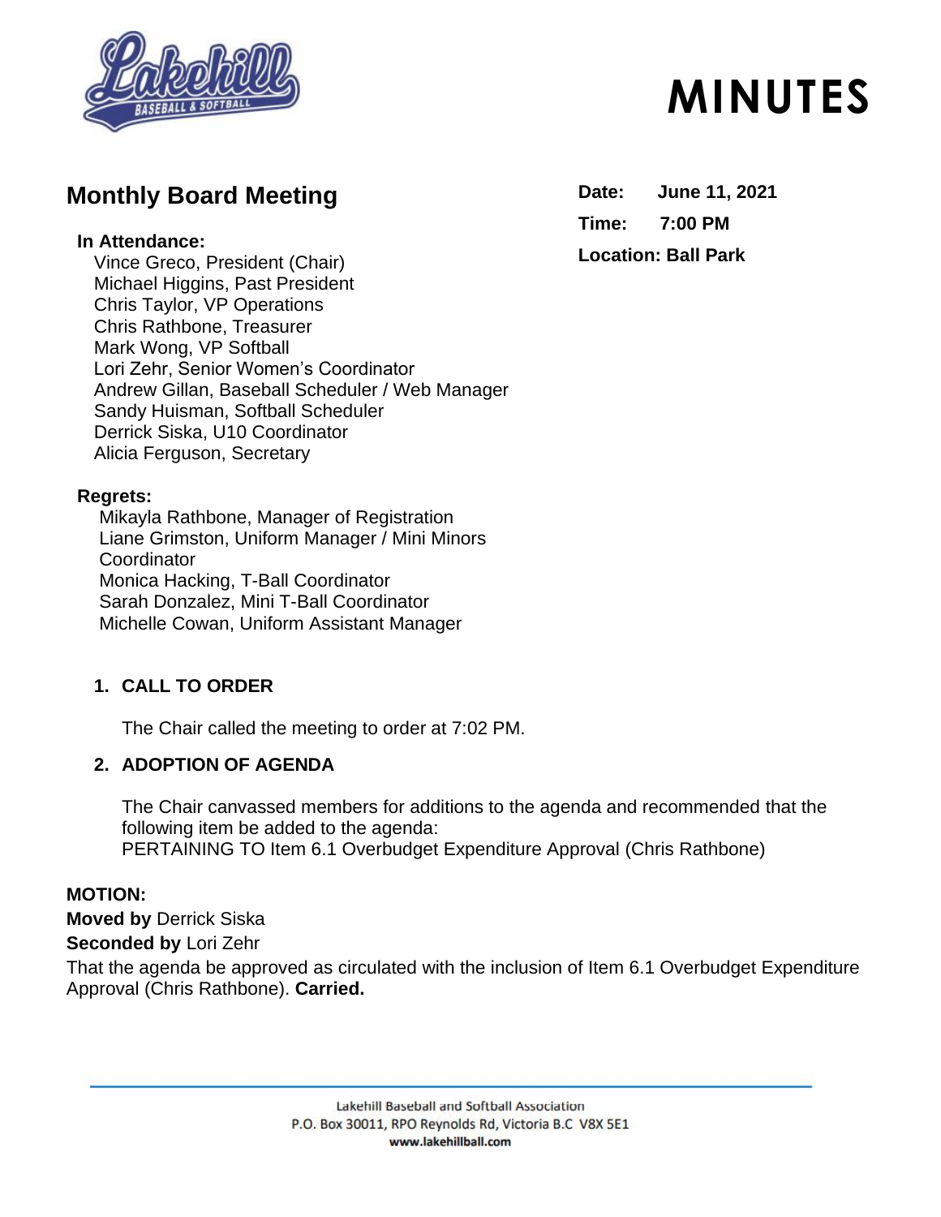# MINUTES

## Monthly Board Meeting

**Date:** June 11, 2021

**Time:** 7:00 PM

**Location:** Ball Park

**In Attendance:**

Vince Greco, President (Chair)
Michael Higgins, Past President
Chris Taylor, VP Operations
Chris Rathbone, Treasurer
Mark Wong, VP Softball
Lori Zehr, Senior Women's Coordinator
Andrew Gillan, Baseball Scheduler / Web Manager
Sandy Huisman, Softball Scheduler
Derrick Siska, U10 Coordinator
Alicia Ferguson, Secretary

**Regrets:**

Mikayla Rathbone, Manager of Registration
Liane Grimston, Uniform Manager / Mini Minors Coordinator
Monica Hacking, T-Ball Coordinator
Sarah Donzalez, Mini T-Ball Coordinator
Michelle Cowan, Uniform Assistant Manager

### 1. CALL TO ORDER

The Chair called the meeting to order at 7:02 PM.

### 2. ADOPTION OF AGENDA

The Chair canvassed members for additions to the agenda and recommended that the following item be added to the agenda:
PERTAINING TO Item 6.1 Overbudget Expenditure Approval (Chris Rathbone)

**MOTION:**
**Moved by** Derrick Siska
**Seconded by** Lori Zehr
That the agenda be approved as circulated with the inclusion of Item 6.1 Overbudget Expenditure Approval (Chris Rathbone). **Carried.**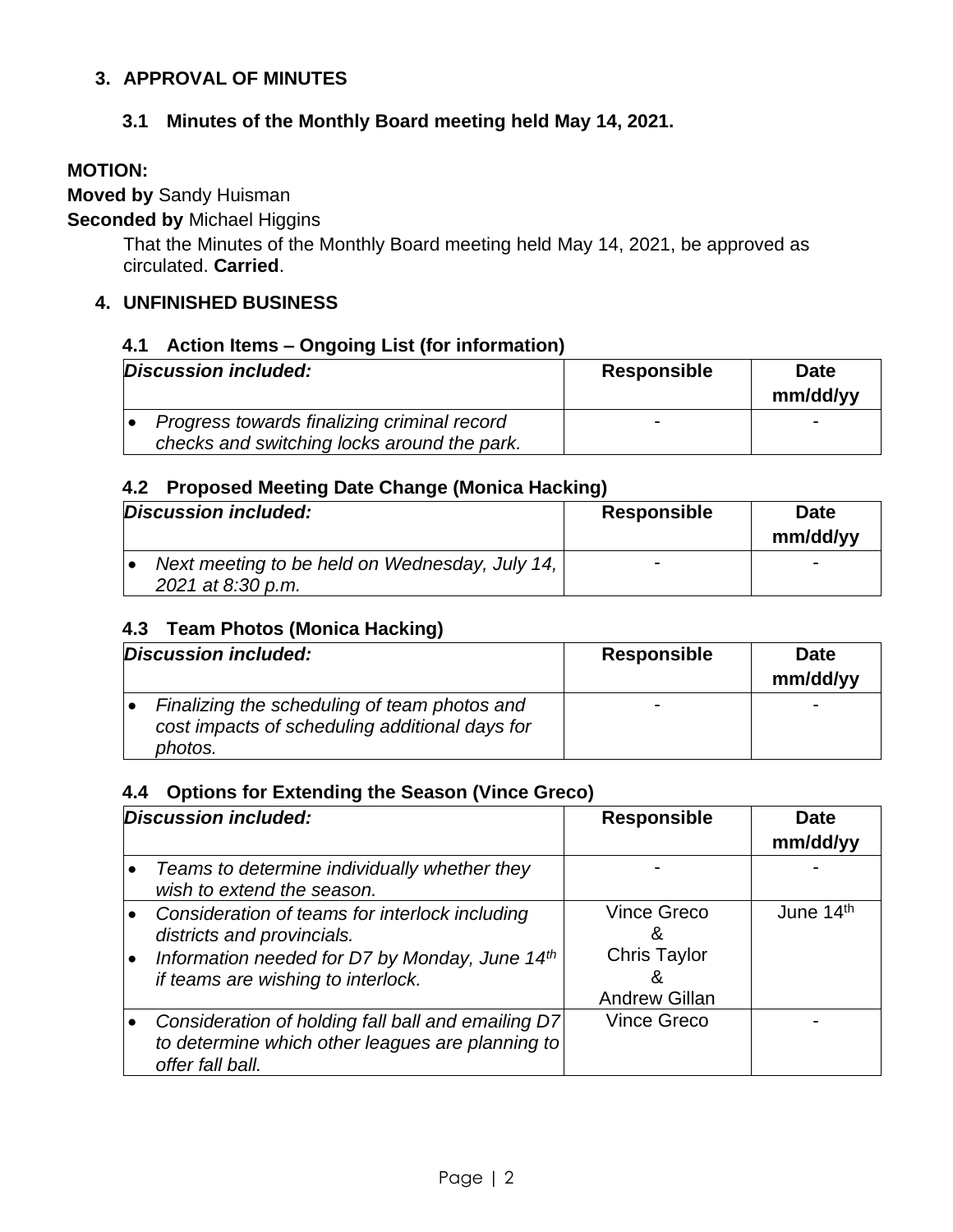## 3. APPROVAL OF MINUTES

### 3.1 Minutes of the Monthly Board meeting held May 14, 2021.

**MOTION:**

**Moved by** Sandy Huisman

**Seconded by** Michael Higgins

That the Minutes of the Monthly Board meeting held May 14, 2021, be approved as circulated. **Carried**.

## 4. UNFINISHED BUSINESS

### 4.1 Action Items – Ongoing List (for information)

| *Discussion included:* | **Responsible** | **Date mm/dd/yy** |
|---|---|---|
| • *Progress towards finalizing criminal record checks and switching locks around the park.* | - | - |

### 4.2 Proposed Meeting Date Change (Monica Hacking)

| *Discussion included:* | **Responsible** | **Date mm/dd/yy** |
|---|---|---|
| • *Next meeting to be held on Wednesday, July 14, 2021 at 8:30 p.m.* | - | - |

### 4.3 Team Photos (Monica Hacking)

| *Discussion included:* | **Responsible** | **Date mm/dd/yy** |
|---|---|---|
| • *Finalizing the scheduling of team photos and cost impacts of scheduling additional days for photos.* | - | - |

### 4.4 Options for Extending the Season (Vince Greco)

| *Discussion included:* | **Responsible** | **Date mm/dd/yy** |
|---|---|---|
| • *Teams to determine individually whether they wish to extend the season.* | - | - |
| • *Consideration of teams for interlock including districts and provincials.* <br> • *Information needed for D7 by Monday, June 14th if teams are wishing to interlock.* | Vince Greco & Chris Taylor & Andrew Gillan | June 14th |
| • *Consideration of holding fall ball and emailing D7 to determine which other leagues are planning to offer fall ball.* | Vince Greco | - |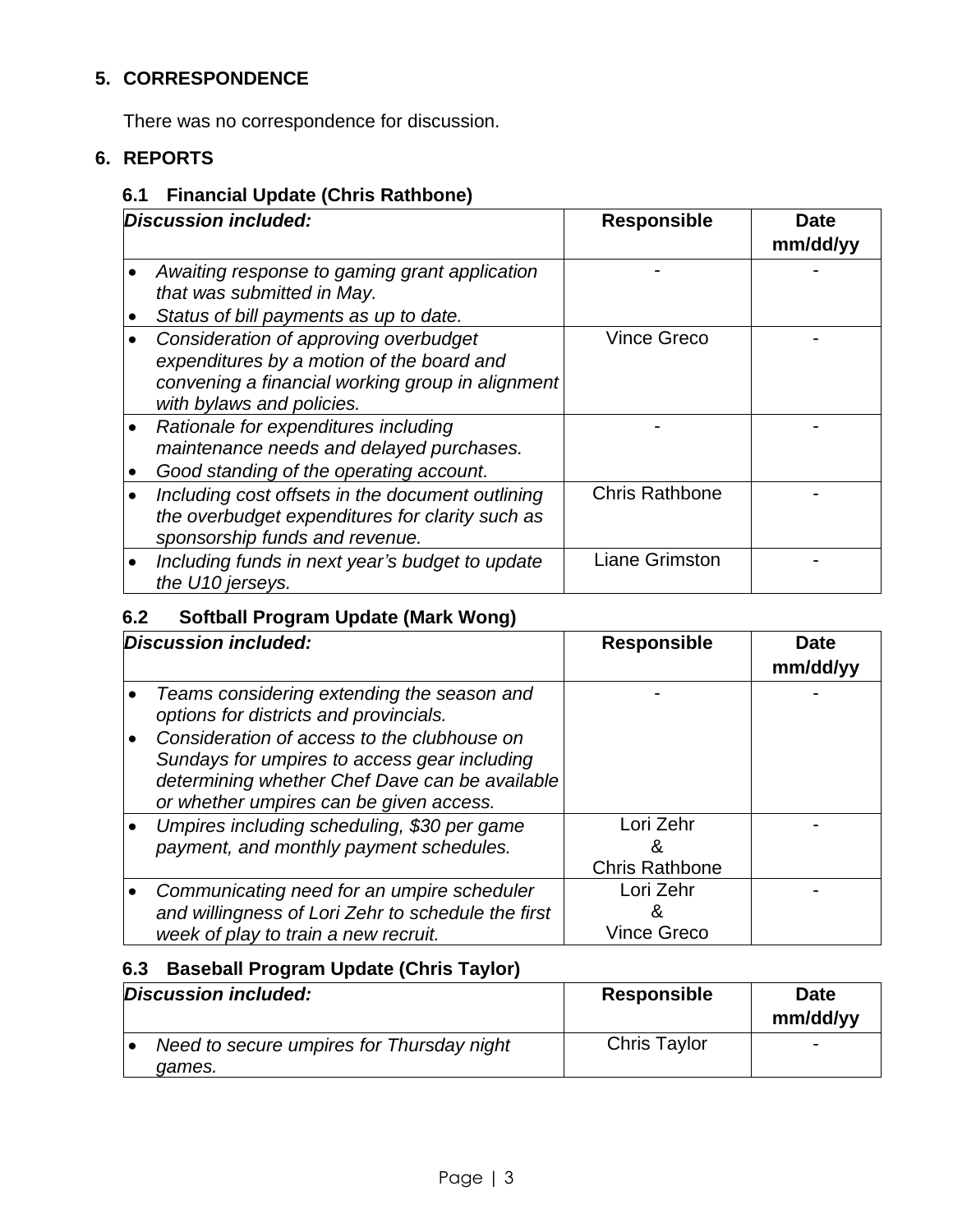## 5. CORRESPONDENCE

There was no correspondence for discussion.

## 6. REPORTS

### 6.1 Financial Update (Chris Rathbone)

| *Discussion included:* | Responsible | Date mm/dd/yy |
|---|---|---|
| • *Awaiting response to gaming grant application that was submitted in May.*<br>• *Status of bill payments as up to date.* | - | - |
| • *Consideration of approving overbudget expenditures by a motion of the board and convening a financial working group in alignment with bylaws and policies.* | Vince Greco | - |
| • *Rationale for expenditures including maintenance needs and delayed purchases.*<br>• *Good standing of the operating account.* | - | - |
| • *Including cost offsets in the document outlining the overbudget expenditures for clarity such as sponsorship funds and revenue.* | Chris Rathbone | - |
| • *Including funds in next year's budget to update the U10 jerseys.* | Liane Grimston | - |

### 6.2 Softball Program Update (Mark Wong)

| *Discussion included:* | Responsible | Date mm/dd/yy |
|---|---|---|
| • *Teams considering extending the season and options for districts and provincials.*<br>• *Consideration of access to the clubhouse on Sundays for umpires to access gear including determining whether Chef Dave can be available or whether umpires can be given access.* | - | - |
| • *Umpires including scheduling, $30 per game payment, and monthly payment schedules.* | Lori Zehr & Chris Rathbone | - |
| • *Communicating need for an umpire scheduler and willingness of Lori Zehr to schedule the first week of play to train a new recruit.* | Lori Zehr & Vince Greco | - |

### 6.3 Baseball Program Update (Chris Taylor)

| *Discussion included:* | Responsible | Date mm/dd/yy |
|---|---|---|
| • *Need to secure umpires for Thursday night games.* | Chris Taylor | - |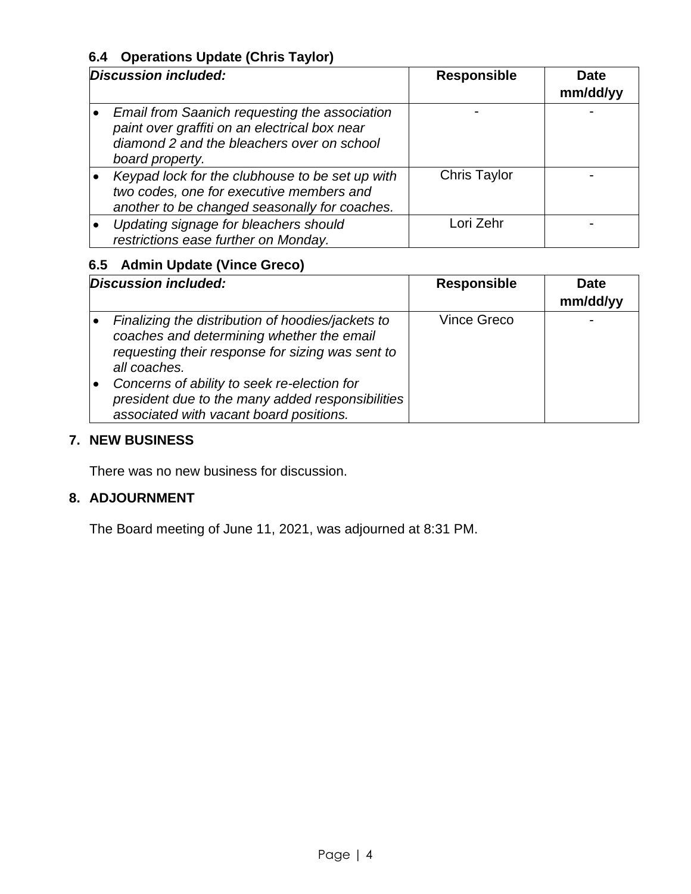### 6.4 Operations Update (Chris Taylor)

| *Discussion included:* | Responsible | Date mm/dd/yy |
|---|---|---|
| • *Email from Saanich requesting the association paint over graffiti on an electrical box near diamond 2 and the bleachers over on school board property.* | - | - |
| • *Keypad lock for the clubhouse to be set up with two codes, one for executive members and another to be changed seasonally for coaches.* | Chris Taylor | - |
| • *Updating signage for bleachers should restrictions ease further on Monday.* | Lori Zehr | - |

### 6.5 Admin Update (Vince Greco)

| *Discussion included:* | Responsible | Date mm/dd/yy |
|---|---|---|
| • *Finalizing the distribution of hoodies/jackets to coaches and determining whether the email requesting their response for sizing was sent to all coaches.* <br> • *Concerns of ability to seek re-election for president due to the many added responsibilities associated with vacant board positions.* | Vince Greco | - |

## 7. NEW BUSINESS

There was no new business for discussion.

## 8. ADJOURNMENT

The Board meeting of June 11, 2021, was adjourned at 8:31 PM.